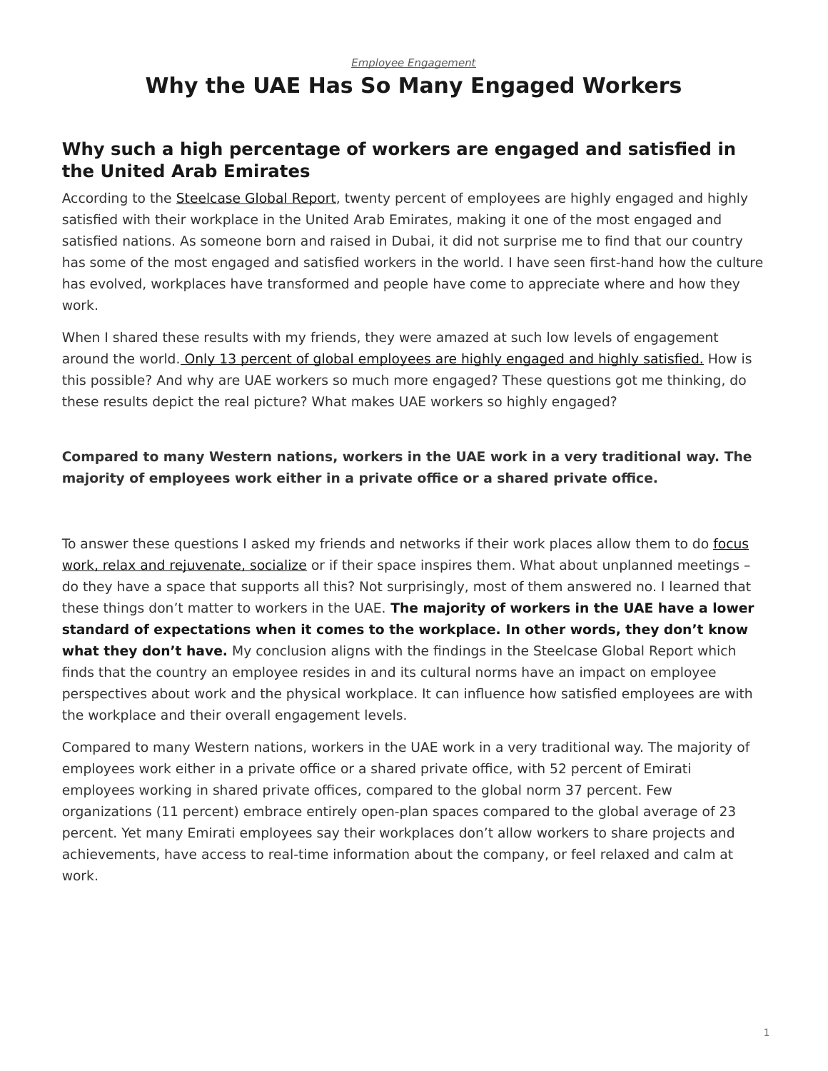*Employee Engagement*

# Why the UAE Has So Many Engaged Workers

## Why such a high percentage of workers are engaged and satisfied in the United Arab Emirates

According to the Steelcase Global Report, twenty percent of employees are highly engaged and highly satisfied with their workplace in the United Arab Emirates, making it one of the most engaged and satisfied nations. As someone born and raised in Dubai, it did not surprise me to find that our country has some of the most engaged and satisfied workers in the world. I have seen first-hand how the culture has evolved, workplaces have transformed and people have come to appreciate where and how they work.

When I shared these results with my friends, they were amazed at such low levels of engagement around the world. Only 13 percent of global employees are highly engaged and highly satisfied. How is this possible? And why are UAE workers so much more engaged? These questions got me thinking, do these results depict the real picture? What makes UAE workers so highly engaged?

**Compared to many Western nations, workers in the UAE work in a very traditional way. The majority of employees work either in a private office or a shared private office.**

To answer these questions I asked my friends and networks if their work places allow them to do focus work, relax and rejuvenate, socialize or if their space inspires them. What about unplanned meetings – do they have a space that supports all this? Not surprisingly, most of them answered no. I learned that these things don't matter to workers in the UAE. **The majority of workers in the UAE have a lower standard of expectations when it comes to the workplace. In other words, they don't know what they don't have.** My conclusion aligns with the findings in the Steelcase Global Report which finds that the country an employee resides in and its cultural norms have an impact on employee perspectives about work and the physical workplace. It can influence how satisfied employees are with the workplace and their overall engagement levels.

Compared to many Western nations, workers in the UAE work in a very traditional way. The majority of employees work either in a private office or a shared private office, with 52 percent of Emirati employees working in shared private offices, compared to the global norm 37 percent. Few organizations (11 percent) embrace entirely open-plan spaces compared to the global average of 23 percent. Yet many Emirati employees say their workplaces don't allow workers to share projects and achievements, have access to real-time information about the company, or feel relaxed and calm at work.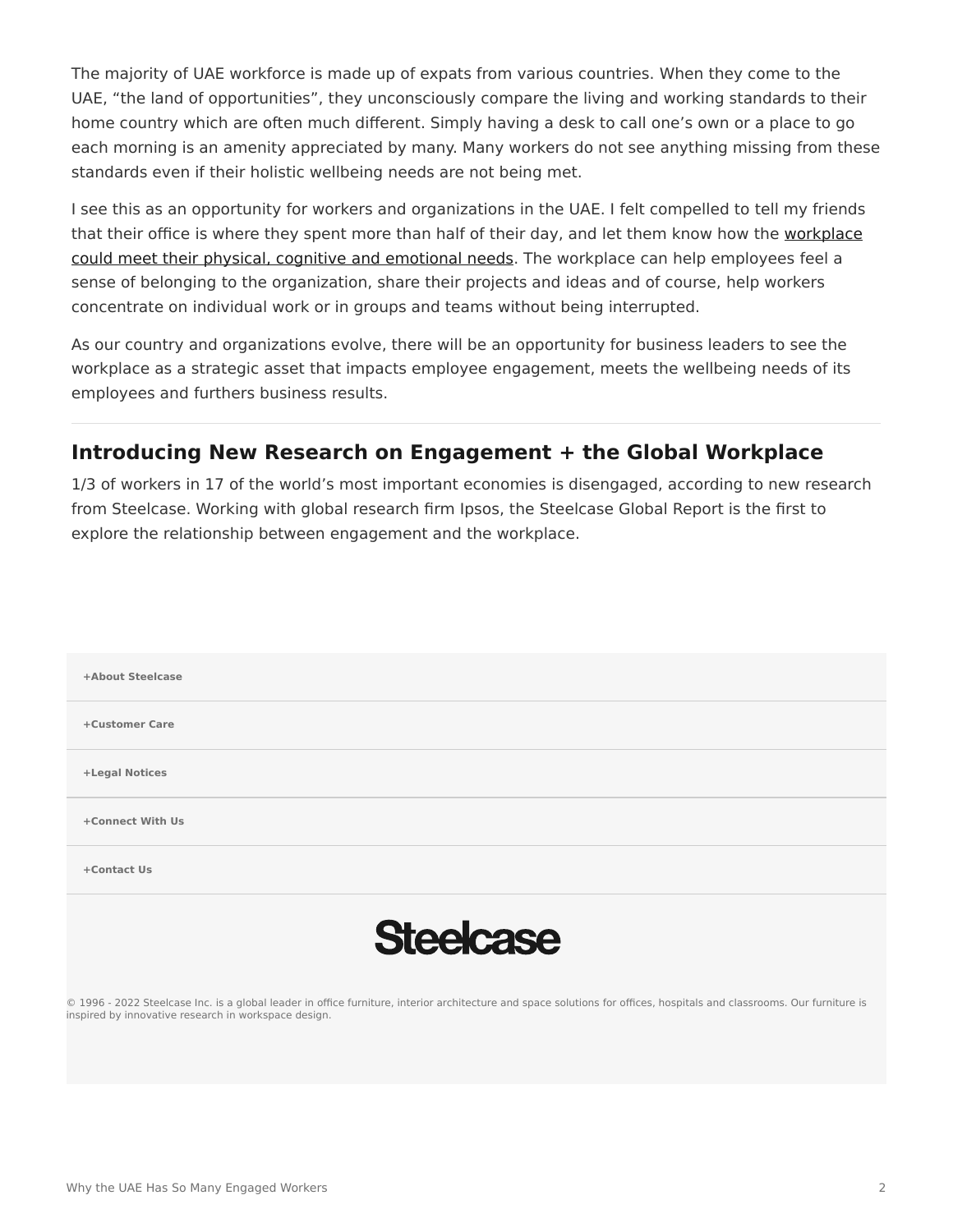The majority of UAE workforce is made up of expats from various countries. When they come to the UAE, “the land of opportunities”, they unconsciously compare the living and working standards to their home country which are often much different. Simply having a desk to call one’s own or a place to go each morning is an amenity appreciated by many. Many workers do not see anything missing from these standards even if their holistic wellbeing needs are not being met.

I see this as an opportunity for workers and organizations in the UAE. I felt compelled to tell my friends that their office is where they spent more than half of their day, and let them know how the workplace could meet their physical, cognitive and emotional needs. The workplace can help employees feel a sense of belonging to the organization, share their projects and ideas and of course, help workers concentrate on individual work or in groups and teams without being interrupted.

As our country and organizations evolve, there will be an opportunity for business leaders to see the workplace as a strategic asset that impacts employee engagement, meets the wellbeing needs of its employees and furthers business results.

---

## Introducing New Research on Engagement + the Global Workplace

1/3 of workers in 17 of the world’s most important economies is disengaged, according to new research from Steelcase. Working with global research firm Ipsos, the Steelcase Global Report is the first to explore the relationship between engagement and the workplace.

**+About Steelcase**

**+Customer Care**

**+Legal Notices**

**+Connect With Us**

**+Contact Us**

Steelcase

© 1996 - 2022 Steelcase Inc. is a global leader in office furniture, interior architecture and space solutions for offices, hospitals and classrooms. Our furniture is inspired by innovative research in workspace design.